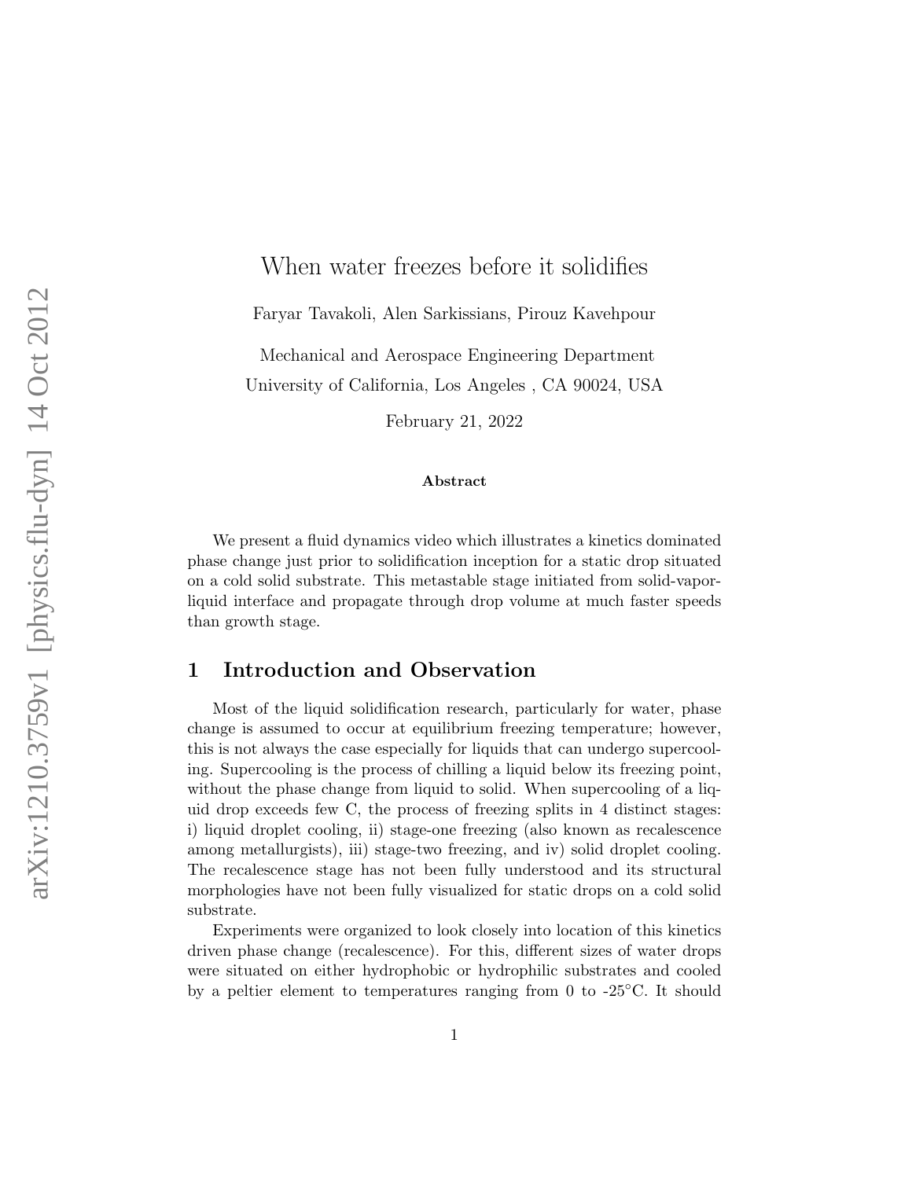# When water freezes before it solidifies

Faryar Tavakoli, Alen Sarkissians, Pirouz Kavehpour

Mechanical and Aerospace Engineering Department
University of California, Los Angeles , CA 90024, USA

February 21, 2022

### Abstract

We present a fluid dynamics video which illustrates a kinetics dominated phase change just prior to solidification inception for a static drop situated on a cold solid substrate. This metastable stage initiated from solid-vapor-liquid interface and propagate through drop volume at much faster speeds than growth stage.

## 1 Introduction and Observation

Most of the liquid solidification research, particularly for water, phase change is assumed to occur at equilibrium freezing temperature; however, this is not always the case especially for liquids that can undergo supercooling. Supercooling is the process of chilling a liquid below its freezing point, without the phase change from liquid to solid. When supercooling of a liquid drop exceeds few C, the process of freezing splits in 4 distinct stages: i) liquid droplet cooling, ii) stage-one freezing (also known as recalescence among metallurgists), iii) stage-two freezing, and iv) solid droplet cooling. The recalescence stage has not been fully understood and its structural morphologies have not been fully visualized for static drops on a cold solid substrate.

Experiments were organized to look closely into location of this kinetics driven phase change (recalescence). For this, different sizes of water drops were situated on either hydrophobic or hydrophilic substrates and cooled by a peltier element to temperatures ranging from 0 to -25°C. It should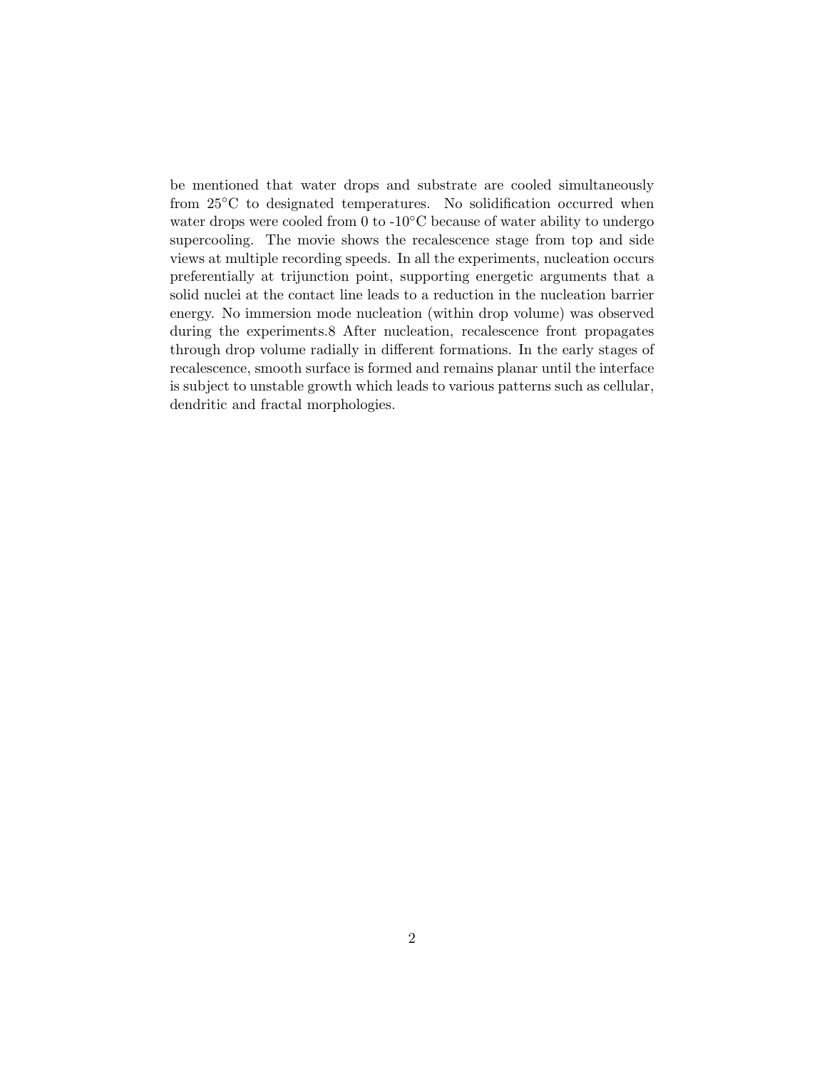be mentioned that water drops and substrate are cooled simultaneously from 25°C to designated temperatures. No solidification occurred when water drops were cooled from 0 to -10°C because of water ability to undergo supercooling. The movie shows the recalescence stage from top and side views at multiple recording speeds. In all the experiments, nucleation occurs preferentially at trijunction point, supporting energetic arguments that a solid nuclei at the contact line leads to a reduction in the nucleation barrier energy. No immersion mode nucleation (within drop volume) was observed during the experiments.8 After nucleation, recalescence front propagates through drop volume radially in different formations. In the early stages of recalescence, smooth surface is formed and remains planar until the interface is subject to unstable growth which leads to various patterns such as cellular, dendritic and fractal morphologies.